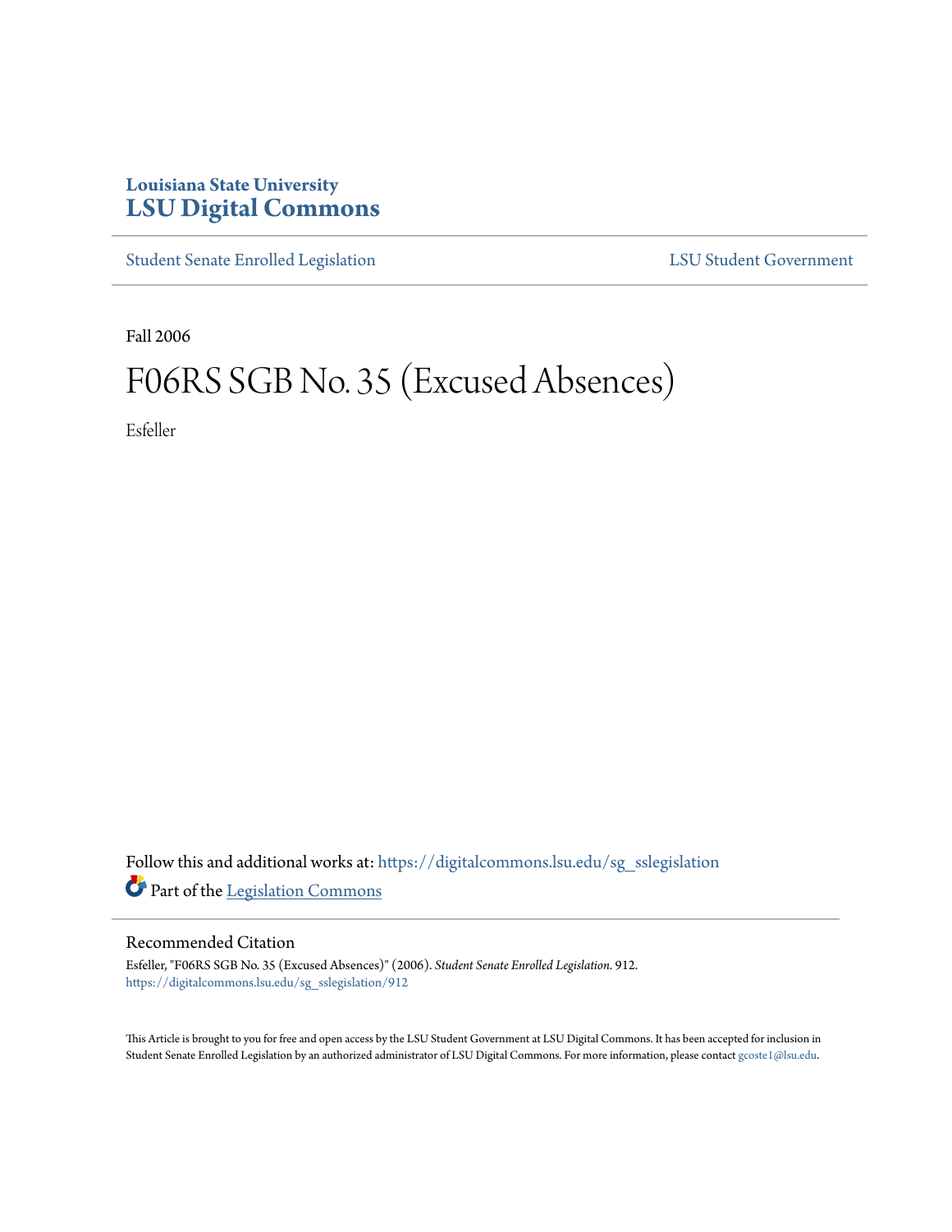Louisiana State University
# LSU Digital Commons

Student Senate Enrolled Legislation | LSU Student Government

Fall 2006

# F06RS SGB No. 35 (Excused Absences)

Esfeller

Follow this and additional works at: https://digitalcommons.lsu.edu/sg_sslegislation

Part of the Legislation Commons

## Recommended Citation

Esfeller, "F06RS SGB No. 35 (Excused Absences)" (2006). *Student Senate Enrolled Legislation*. 912.
https://digitalcommons.lsu.edu/sg_sslegislation/912

This Article is brought to you for free and open access by the LSU Student Government at LSU Digital Commons. It has been accepted for inclusion in Student Senate Enrolled Legislation by an authorized administrator of LSU Digital Commons. For more information, please contact gcoste1@lsu.edu.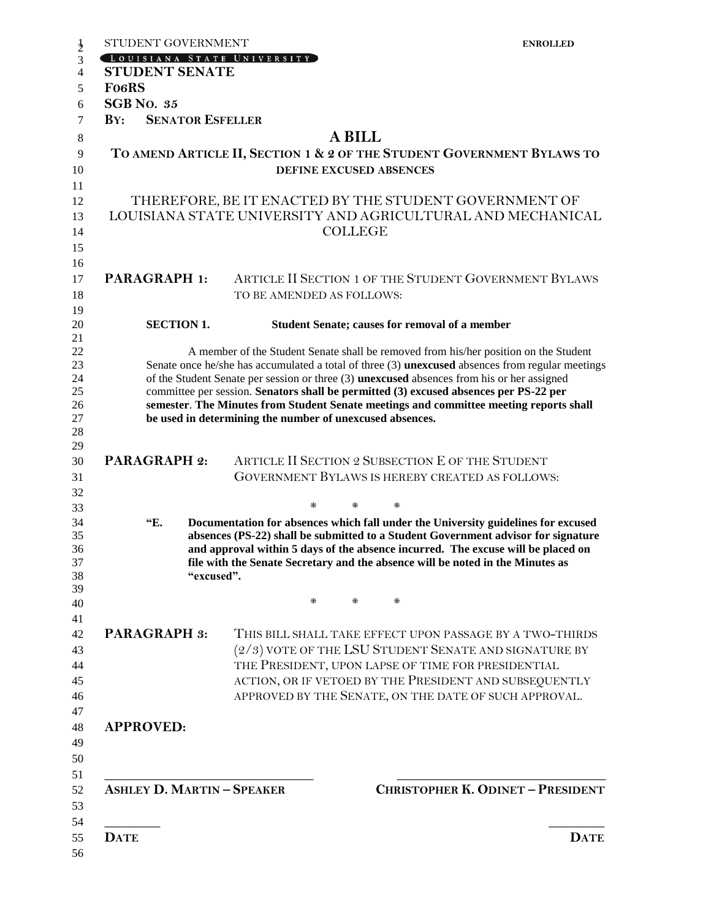STUDENT GOVERNMENT **ENROLLED**

LOUISIANA STATE UNIVERSITY

**STUDENT SENATE**

**F06RS**

**SGB NO. 35**

**BY: SENATOR ESFELLER**

# A BILL

## TO AMEND ARTICLE II, SECTION 1 & 2 OF THE STUDENT GOVERNMENT BYLAWS TO DEFINE EXCUSED ABSENCES

THEREFORE, BE IT ENACTED BY THE STUDENT GOVERNMENT OF LOUISIANA STATE UNIVERSITY AND AGRICULTURAL AND MECHANICAL COLLEGE

**PARAGRAPH 1:** ARTICLE II SECTION 1 OF THE STUDENT GOVERNMENT BYLAWS TO BE AMENDED AS FOLLOWS:

**SECTION 1. Student Senate; causes for removal of a member**

A member of the Student Senate shall be removed from his/her position on the Student Senate once he/she has accumulated a total of three (3) **unexcused** absences from regular meetings of the Student Senate per session or three (3) **unexcused** absences from his or her assigned committee per session. **Senators shall be permitted (3) excused absences per PS-22 per semester**. **The Minutes from Student Senate meetings and committee meeting reports shall be used in determining the number of unexcused absences.**

**PARAGRAPH 2:** ARTICLE II SECTION 2 SUBSECTION E OF THE STUDENT GOVERNMENT BYLAWS IS HEREBY CREATED AS FOLLOWS:

\* \* \*

**"E. Documentation for absences which fall under the University guidelines for excused absences (PS-22) shall be submitted to a Student Government advisor for signature and approval within 5 days of the absence incurred. The excuse will be placed on file with the Senate Secretary and the absence will be noted in the Minutes as "excused".**

\* \* \*

**PARAGRAPH 3:** THIS BILL SHALL TAKE EFFECT UPON PASSAGE BY A TWO-THIRDS (2/3) VOTE OF THE LSU STUDENT SENATE AND SIGNATURE BY THE PRESIDENT, UPON LAPSE OF TIME FOR PRESIDENTIAL ACTION, OR IF VETOED BY THE PRESIDENT AND SUBSEQUENTLY APPROVED BY THE SENATE, ON THE DATE OF SUCH APPROVAL.

**APPROVED:**

\_\_\_\_\_\_\_\_\_\_\_\_\_\_\_\_\_\_\_\_\_\_\_\_\_\_\_\_\_\_ \_\_\_\_\_\_\_\_\_\_\_\_\_\_\_\_\_\_\_\_\_\_\_\_\_\_\_\_\_\_

**ASHLEY D. MARTIN – SPEAKER** **CHRISTOPHER K. ODINET – PRESIDENT**

\_\_\_\_\_\_\_\_ \_\_\_\_\_\_\_\_

**DATE** **DATE**